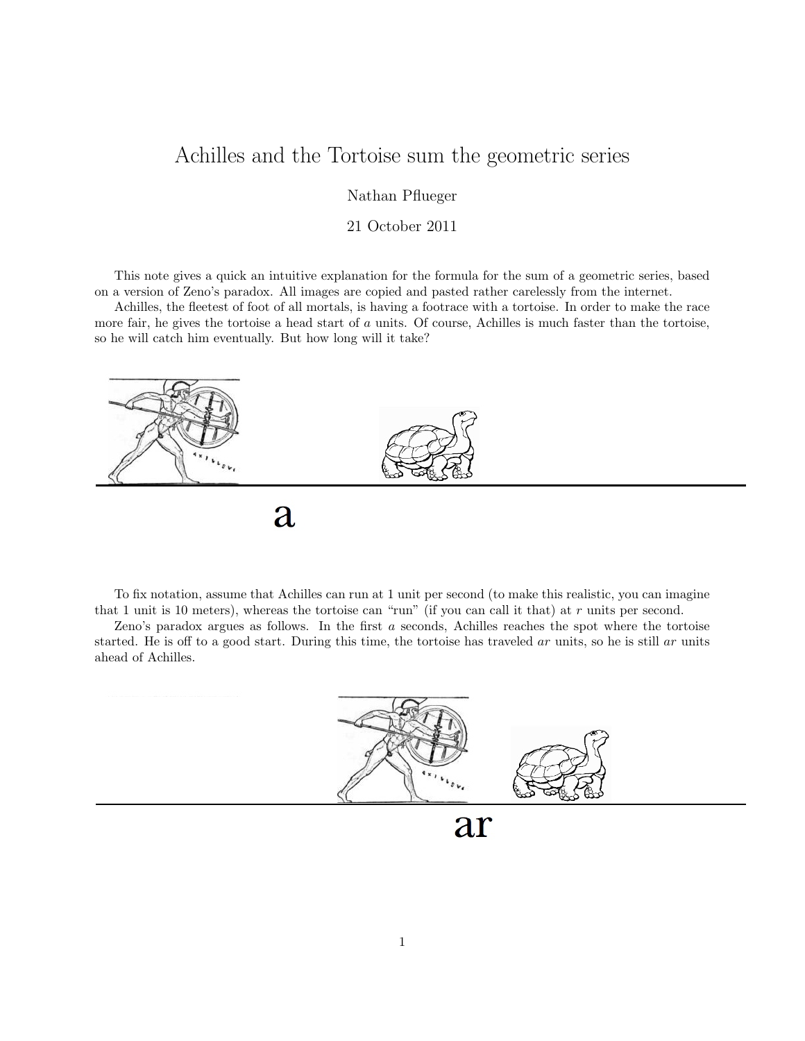# Achilles and the Tortoise sum the geometric series

Nathan Pflueger

21 October 2011

This note gives a quick an intuitive explanation for the formula for the sum of a geometric series, based on a version of Zeno's paradox. All images are copied and pasted rather carelessly from the internet.

Achilles, the fleetest of foot of all mortals, is having a footrace with a tortoise. In order to make the race more fair, he gives the tortoise a head start of $a$ units. Of course, Achilles is much faster than the tortoise, so he will catch him eventually. But how long will it take?

a

To fix notation, assume that Achilles can run at 1 unit per second (to make this realistic, you can imagine that 1 unit is 10 meters), whereas the tortoise can "run" (if you can call it that) at $r$ units per second.

Zeno's paradox argues as follows. In the first $a$ seconds, Achilles reaches the spot where the tortoise started. He is off to a good start. During this time, the tortoise has traveled $ar$ units, so he is still $ar$ units ahead of Achilles.

ar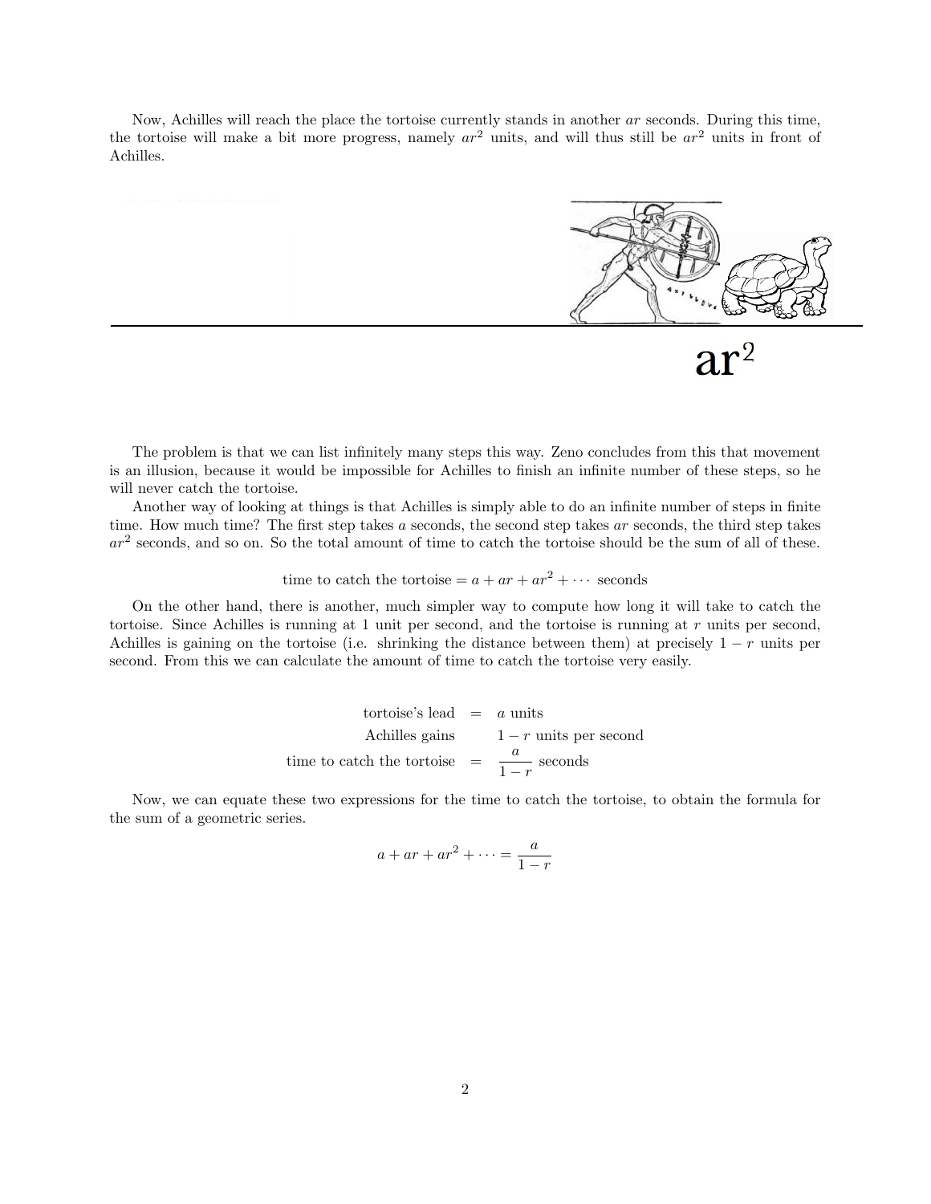Now, Achilles will reach the place the tortoise currently stands in another $ar$ seconds. During this time, the tortoise will make a bit more progress, namely $ar^2$ units, and will thus still be $ar^2$ units in front of Achilles.

$ar^2$

The problem is that we can list infinitely many steps this way. Zeno concludes from this that movement is an illusion, because it would be impossible for Achilles to finish an infinite number of these steps, so he will never catch the tortoise.

Another way of looking at things is that Achilles is simply able to do an infinite number of steps in finite time. How much time? The first step takes $a$ seconds, the second step takes $ar$ seconds, the third step takes $ar^2$ seconds, and so on. So the total amount of time to catch the tortoise should be the sum of all of these.

$$\text{time to catch the tortoise} = a + ar + ar^2 + \cdots \text{ seconds}$$

On the other hand, there is another, much simpler way to compute how long it will take to catch the tortoise. Since Achilles is running at 1 unit per second, and the tortoise is running at $r$ units per second, Achilles is gaining on the tortoise (i.e. shrinking the distance between them) at precisely $1 - r$ units per second. From this we can calculate the amount of time to catch the tortoise very easily.

$$\begin{aligned} \text{tortoise's lead} &= a \text{ units} \\ \text{Achilles gains} & \quad 1 - r \text{ units per second} \\ \text{time to catch the tortoise} &= \frac{a}{1-r} \text{ seconds} \end{aligned}$$

Now, we can equate these two expressions for the time to catch the tortoise, to obtain the formula for the sum of a geometric series.

$$a + ar + ar^2 + \cdots = \frac{a}{1-r}$$